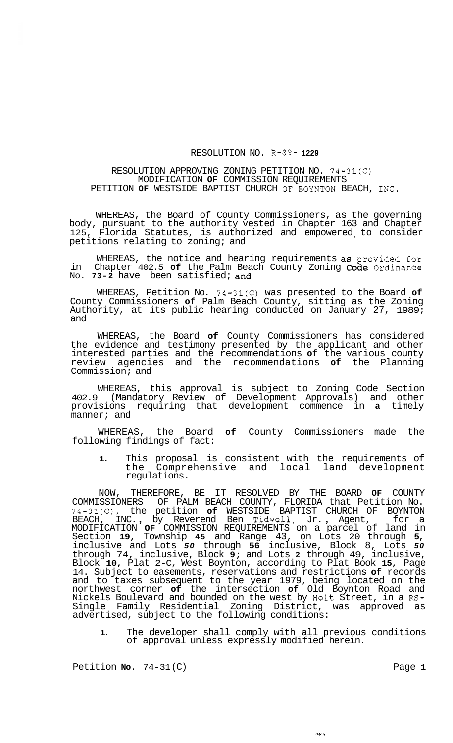# RESOLUTION NO. R-89- 1229

## RESOLUTION APPROVING ZONING PETITION NO. 74-31(C) MODIFICATION OF COMMISSION REQUIREMENTS PETITION OF WESTSIDE BAPTIST CHURCH OF BOYNTON BEACH, INC.

WHEREAS, the Board of County Commissioners, as the governing body, pursuant to the authority vested in Chapter 163 and Chapter 125, Florida Statutes, is authorized and empowered to consider petitions relating to zoning; and

WHEREAS, the notice and hearing requirements as provided for in Chapter 402.5 of the Palm Beach County Zoning Code Ordinance No. 73-2 have been satisfied; and

WHEREAS, Petition No. 74-31(C) was presented to the Board of County Commissioners of Palm Beach County, sitting as the Zoning Authority, at its public hearing conducted on January 27, 1989; and

WHEREAS, the Board of County Commissioners has considered the evidence and testimony presented by the applicant and other interested parties and the recommendations of the various county review agencies and the recommendations of the Planning Commission; and

WHEREAS, this approval is subject to Zoning Code Section 402.9 (Mandatory Review of Development Approvals) and other provisions requiring that development commence in a timely manner; and

WHEREAS, the Board of County Commissioners made the following findings of fact:

1. This proposal is consistent with the requirements of the Comprehensive and local land development regulations.

NOW, THEREFORE, BE IT RESOLVED BY THE BOARD OF COUNTY COMMISSIONERS OF PALM BEACH COUNTY, FLORIDA that Petition No. 74-31(C), the petition of WESTSIDE BAPTIST CHURCH OF BOYNTON BEACH, INC., by Reverend Ben Tidwell, Jr., Agent, for a MODIFICATION OF COMMISSION REQUIREMENTS on a parcel of land in Section 19, Township 45 and Range 43, on Lots 20 through 5, inclusive and Lots 50 through 56 inclusive, Block 8, Lots 50 through 74, inclusive, Block 9; and Lots 2 through 49, inclusive, Block 10, Plat 2-C, West Boynton, according to Plat Book 15, Page 14. Subject to easements, reservations and restrictions of records and to taxes subsequent to the year 1979, being located on the northwest corner of the intersection of Old Boynton Road and Nickels Boulevard and bounded on the west by Holt Street, in a RS-Single Family Residential Zoning District, was approved as advertised, subject to the following conditions:

1. The developer shall comply with all previous conditions of approval unless expressly modified herein.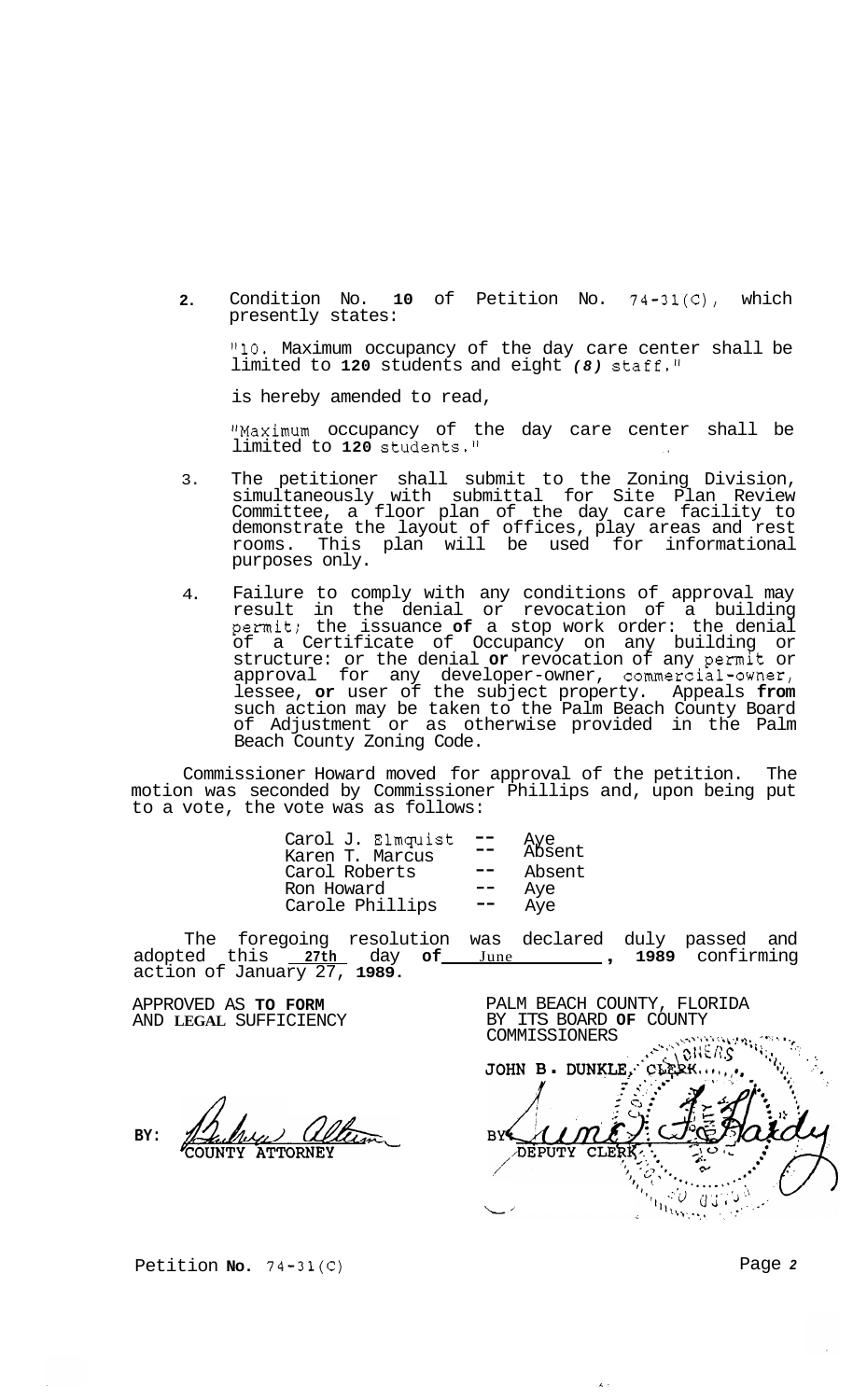2. Condition No. 10 of Petition No. 74-31(C), which presently states:

   "10. Maximum occupancy of the day care center shall be limited to 120 students and eight (8) staff."

   is hereby amended to read,

   "Maximum occupancy of the day care center shall be limited to 120 students."

3. The petitioner shall submit to the Zoning Division, simultaneously with submittal for Site Plan Review Committee, a floor plan of the day care facility to demonstrate the layout of offices, play areas and rest rooms. This plan will be used for informational purposes only.

4. Failure to comply with any conditions of approval may result in the denial or revocation of a building permit; the issuance of a stop work order: the denial of a Certificate of Occupancy on any building or structure: or the denial or revocation of any permit or approval for any developer-owner, commercial-owner, lessee, or user of the subject property. Appeals from such action may be taken to the Palm Beach County Board of Adjustment or as otherwise provided in the Palm Beach County Zoning Code.

Commissioner Howard moved for approval of the petition. The motion was seconded by Commissioner Phillips and, upon being put to a vote, the vote was as follows:

| | | |
|---|---|---|
| Carol J. Elmquist | -- | Aye |
| Karen T. Marcus | -- | Absent |
| Carol Roberts | -- | Absent |
| Ron Howard | -- | Aye |
| Carole Phillips | -- | Aye |

The foregoing resolution was declared duly passed and adopted this 27th day of June, 1989 confirming action of January 27, 1989.

APPROVED AS TO FORM AND LEGAL SUFFICIENCY

BY: COUNTY ATTORNEY

PALM BEACH COUNTY, FLORIDA BY ITS BOARD OF COUNTY COMMISSIONERS

JOHN B. DUNKLE, CLERK

BY: DEPUTY CLERK

Petition No. 74-31(C)